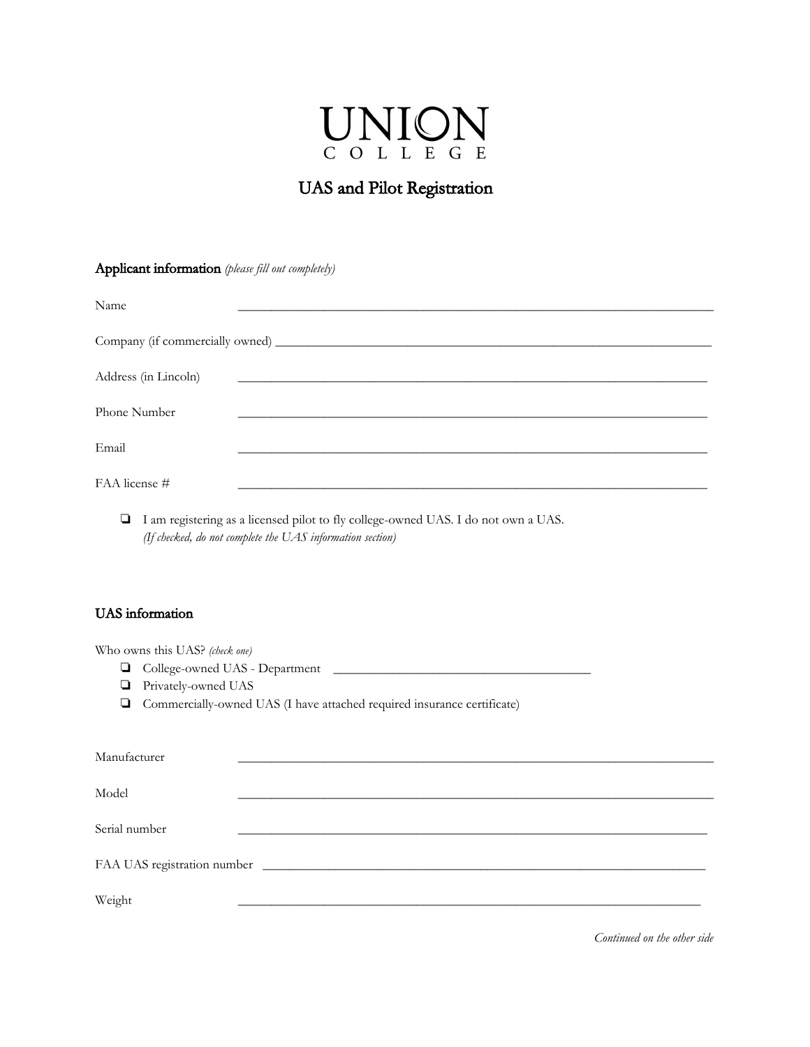# UNION COLLEGE

## UAS and Pilot Registration

### Applicant information *(please fill out completely)*

Name ______________________________________________________________________

Company (if commercially owned) ______________________________________________________________________

Address (in Lincoln) ______________________________________________________________________

Phone Number ______________________________________________________________________

Email ______________________________________________________________________

FAA license # ______________________________________________________________________

- ❏ I am registering as a licensed pilot to fly college-owned UAS. I do not own a UAS.
  *(If checked, do not complete the UAS information section)*

### UAS information

Who owns this UAS? *(check one)*

- ❏ College-owned UAS - Department ______________________________________
- ❏ Privately-owned UAS
- ❏ Commercially-owned UAS (I have attached required insurance certificate)

Manufacturer ______________________________________________________________________

Model ______________________________________________________________________

Serial number ______________________________________________________________________

FAA UAS registration number ______________________________________________________________________

Weight ______________________________________________________________________

*Continued on the other side*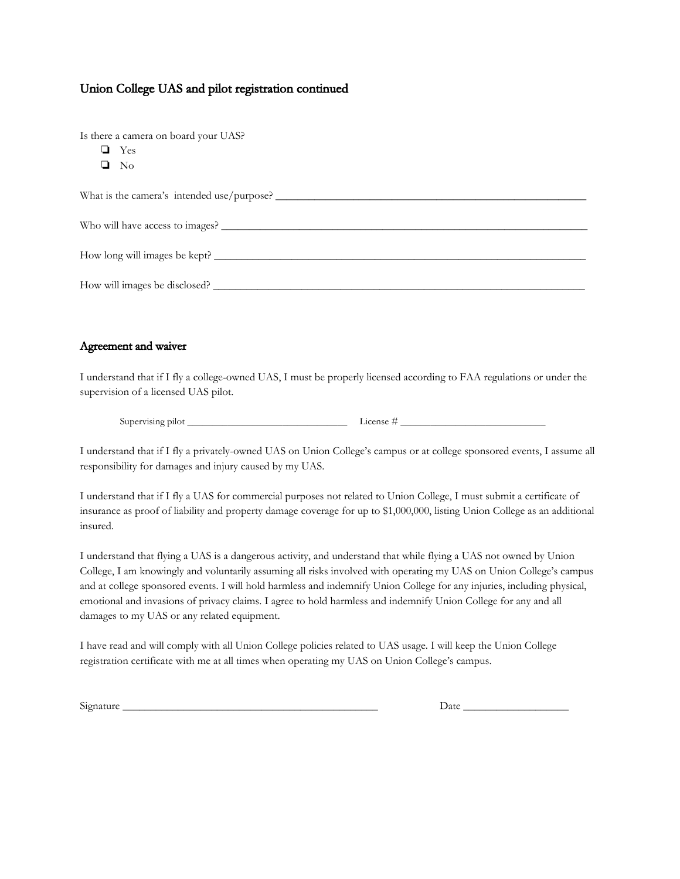## Union College UAS and pilot registration continued

Is there a camera on board your UAS?

- ❏ Yes
- ❏ No

What is the camera's intended use/purpose? ___________________________________________________________

Who will have access to images? _____________________________________________________________________

How long will images be kept? _______________________________________________________________________

How will images be disclosed? _______________________________________________________________________

## Agreement and waiver

I understand that if I fly a college-owned UAS, I must be properly licensed according to FAA regulations or under the supervision of a licensed UAS pilot.

Supervising pilot _______________________________ License # ____________________________

I understand that if I fly a privately-owned UAS on Union College's campus or at college sponsored events, I assume all responsibility for damages and injury caused by my UAS.

I understand that if I fly a UAS for commercial purposes not related to Union College, I must submit a certificate of insurance as proof of liability and property damage coverage for up to $1,000,000, listing Union College as an additional insured.

I understand that flying a UAS is a dangerous activity, and understand that while flying a UAS not owned by Union College, I am knowingly and voluntarily assuming all risks involved with operating my UAS on Union College's campus and at college sponsored events. I will hold harmless and indemnify Union College for any injuries, including physical, emotional and invasions of privacy claims. I agree to hold harmless and indemnify Union College for any and all damages to my UAS or any related equipment.

I have read and will comply with all Union College policies related to UAS usage. I will keep the Union College registration certificate with me at all times when operating my UAS on Union College's campus.

Signature _______________________________________________ Date ___________________